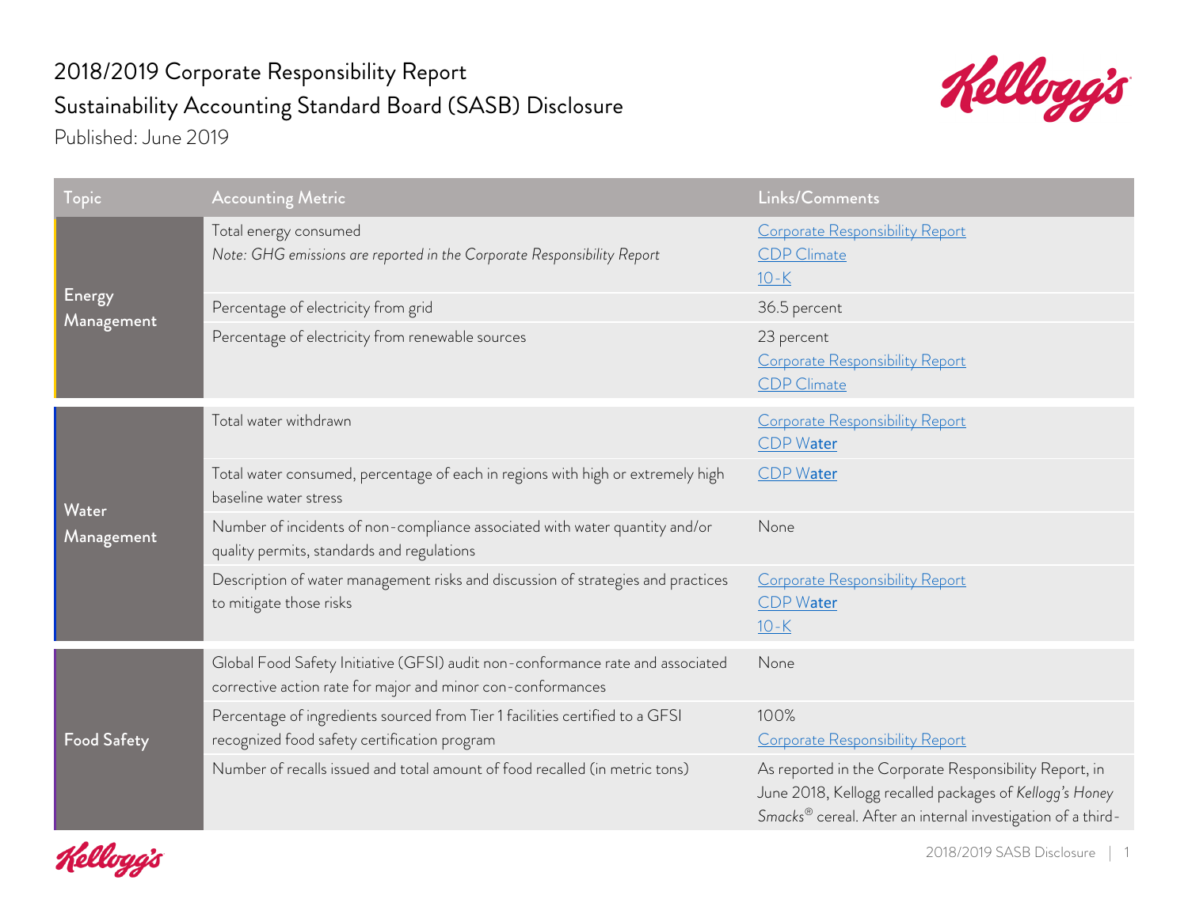# 2018/2019 Corporate Responsibility Report
## Sustainability Accounting Standard Board (SASB) Disclosure

Published: June 2019

| Topic | Accounting Metric | Links/Comments |
|---|---|---|
| Energy Management | Total energy consumed<br>*Note: GHG emissions are reported in the Corporate Responsibility Report* | Corporate Responsibility Report<br>CDP Climate<br>10-K |
| | Percentage of electricity from grid | 36.5 percent |
| | Percentage of electricity from renewable sources | 23 percent<br>Corporate Responsibility Report<br>CDP Climate |
| Water Management | Total water withdrawn | Corporate Responsibility Report<br>CDP Water |
| | Total water consumed, percentage of each in regions with high or extremely high baseline water stress | CDP Water |
| | Number of incidents of non-compliance associated with water quantity and/or quality permits, standards and regulations | None |
| | Description of water management risks and discussion of strategies and practices to mitigate those risks | Corporate Responsibility Report<br>CDP Water<br>10-K |
| Food Safety | Global Food Safety Initiative (GFSI) audit non-conformance rate and associated corrective action rate for major and minor con-conformances | None |
| | Percentage of ingredients sourced from Tier 1 facilities certified to a GFSI recognized food safety certification program | 100%<br>Corporate Responsibility Report |
| | Number of recalls issued and total amount of food recalled (in metric tons) | As reported in the Corporate Responsibility Report, in June 2018, Kellogg recalled packages of *Kellogg's Honey Smacks®* cereal. After an internal investigation of a third- |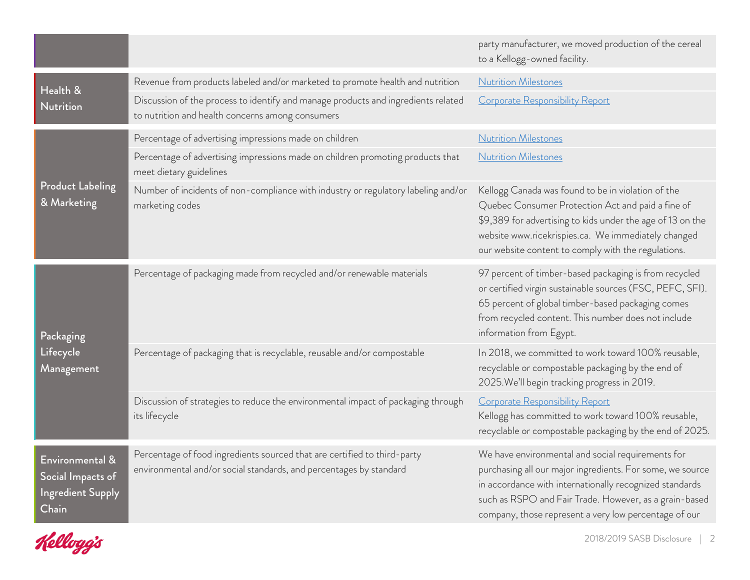| | | |
|---|---|---|
| | | party manufacturer, we moved production of the cereal to a Kellogg-owned facility. |
| Health & Nutrition | Revenue from products labeled and/or marketed to promote health and nutrition | Nutrition Milestones |
| | Discussion of the process to identify and manage products and ingredients related to nutrition and health concerns among consumers | Corporate Responsibility Report |
| Product Labeling & Marketing | Percentage of advertising impressions made on children | Nutrition Milestones |
| | Percentage of advertising impressions made on children promoting products that meet dietary guidelines | Nutrition Milestones |
| | Number of incidents of non-compliance with industry or regulatory labeling and/or marketing codes | Kellogg Canada was found to be in violation of the Quebec Consumer Protection Act and paid a fine of $9,389 for advertising to kids under the age of 13 on the website www.ricekrispies.ca. We immediately changed our website content to comply with the regulations. |
| Packaging Lifecycle Management | Percentage of packaging made from recycled and/or renewable materials | 97 percent of timber-based packaging is from recycled or certified virgin sustainable sources (FSC, PEFC, SFI). 65 percent of global timber-based packaging comes from recycled content. This number does not include information from Egypt. |
| | Percentage of packaging that is recyclable, reusable and/or compostable | In 2018, we committed to work toward 100% reusable, recyclable or compostable packaging by the end of 2025.We'll begin tracking progress in 2019. |
| | Discussion of strategies to reduce the environmental impact of packaging through its lifecycle | Corporate Responsibility Report<br>Kellogg has committed to work toward 100% reusable, recyclable or compostable packaging by the end of 2025. |
| Environmental & Social Impacts of Ingredient Supply Chain | Percentage of food ingredients sourced that are certified to third-party environmental and/or social standards, and percentages by standard | We have environmental and social requirements for purchasing all our major ingredients. For some, we source in accordance with internationally recognized standards such as RSPO and Fair Trade. However, as a grain-based company, those represent a very low percentage of our |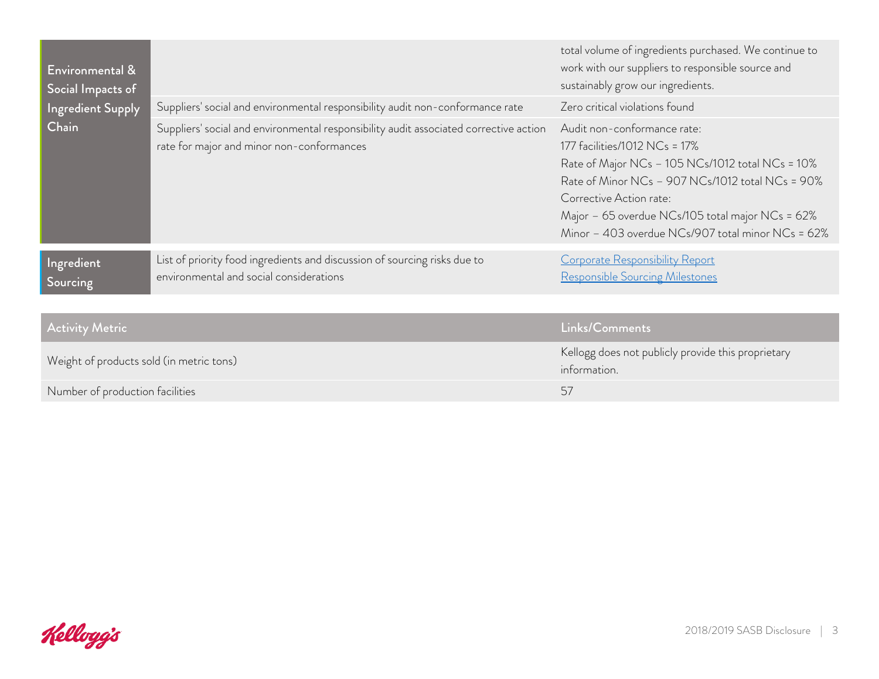| | | |
|---|---|---|
| Environmental & Social Impacts of Ingredient Supply Chain | | total volume of ingredients purchased. We continue to work with our suppliers to responsible source and sustainably grow our ingredients. |
| | Suppliers' social and environmental responsibility audit non-conformance rate | Zero critical violations found |
| | Suppliers' social and environmental responsibility audit associated corrective action rate for major and minor non-conformances | Audit non-conformance rate:<br>177 facilities/1012 NCs = 17%<br>Rate of Major NCs – 105 NCs/1012 total NCs = 10%<br>Rate of Minor NCs – 907 NCs/1012 total NCs = 90%<br>Corrective Action rate:<br>Major – 65 overdue NCs/105 total major NCs = 62%<br>Minor – 403 overdue NCs/907 total minor NCs = 62% |
| Ingredient Sourcing | List of priority food ingredients and discussion of sourcing risks due to environmental and social considerations | Corporate Responsibility Report<br>Responsible Sourcing Milestones |

| Activity Metric | Links/Comments |
|---|---|
| Weight of products sold (in metric tons) | Kellogg does not publicly provide this proprietary information. |
| Number of production facilities | 57 |